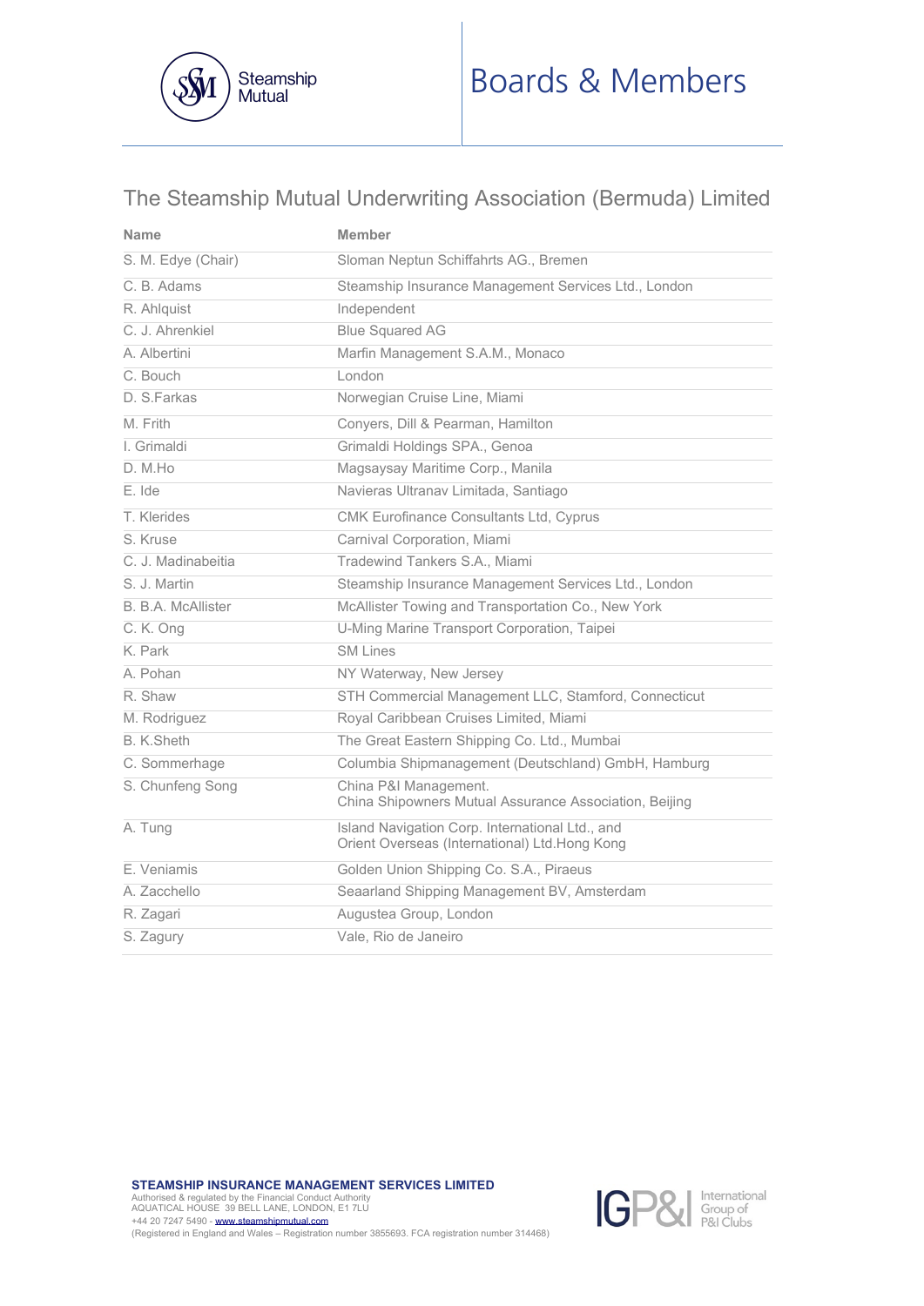# Boards & Members

## The Steamship Mutual Underwriting Association (Bermuda) Limited

| Name | Member |
| --- | --- |
| S. M. Edye (Chair) | Sloman Neptun Schiffahrts AG., Bremen |
| C. B. Adams | Steamship Insurance Management Services Ltd., London |
| R. Ahlquist | Independent |
| C. J. Ahrenkiel | Blue Squared AG |
| A. Albertini | Marfin Management S.A.M., Monaco |
| C. Bouch | London |
| D. S.Farkas | Norwegian Cruise Line, Miami |
| M. Frith | Conyers, Dill & Pearman, Hamilton |
| I. Grimaldi | Grimaldi Holdings SPA., Genoa |
| D. M.Ho | Magsaysay Maritime Corp., Manila |
| E. Ide | Navieras Ultranav Limitada, Santiago |
| T. Klerides | CMK Eurofinance Consultants Ltd, Cyprus |
| S. Kruse | Carnival Corporation, Miami |
| C. J. Madinabeitia | Tradewind Tankers S.A., Miami |
| S. J. Martin | Steamship Insurance Management Services Ltd., London |
| B. B.A. McAllister | McAllister Towing and Transportation Co., New York |
| C. K. Ong | U-Ming Marine Transport Corporation, Taipei |
| K. Park | SM Lines |
| A. Pohan | NY Waterway, New Jersey |
| R. Shaw | STH Commercial Management LLC, Stamford, Connecticut |
| M. Rodriguez | Royal Caribbean Cruises Limited, Miami |
| B. K.Sheth | The Great Eastern Shipping Co. Ltd., Mumbai |
| C. Sommerhage | Columbia Shipmanagement (Deutschland) GmbH, Hamburg |
| S. Chunfeng Song | China P&I Management.<br>China Shipowners Mutual Assurance Association, Beijing |
| A. Tung | Island Navigation Corp. International Ltd., and<br>Orient Overseas (International) Ltd.Hong Kong |
| E. Veniamis | Golden Union Shipping Co. S.A., Piraeus |
| A. Zacchello | Seaarland Shipping Management BV, Amsterdam |
| R. Zagari | Augustea Group, London |
| S. Zagury | Vale, Rio de Janeiro |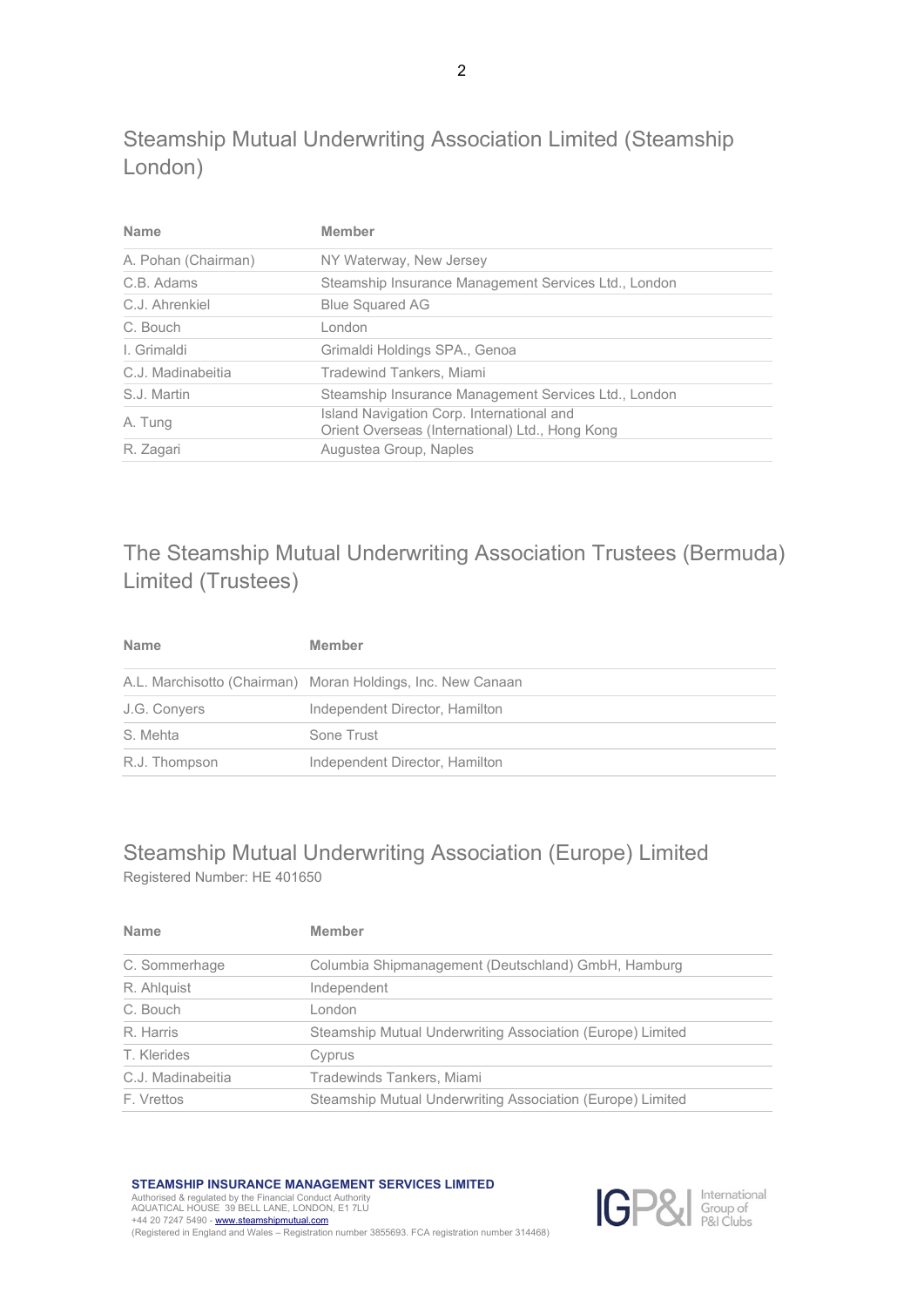## Steamship Mutual Underwriting Association Limited (Steamship London)

| Name | Member |
|---|---|
| A. Pohan (Chairman) | NY Waterway, New Jersey |
| C.B. Adams | Steamship Insurance Management Services Ltd., London |
| C.J. Ahrenkiel | Blue Squared AG |
| C. Bouch | London |
| I. Grimaldi | Grimaldi Holdings SPA., Genoa |
| C.J. Madinabeitia | Tradewind Tankers, Miami |
| S.J. Martin | Steamship Insurance Management Services Ltd., London |
| A. Tung | Island Navigation Corp. International and Orient Overseas (International) Ltd., Hong Kong |
| R. Zagari | Augustea Group, Naples |

## The Steamship Mutual Underwriting Association Trustees (Bermuda) Limited (Trustees)

| Name | Member |
|---|---|
| A.L. Marchisotto (Chairman) | Moran Holdings, Inc. New Canaan |
| J.G. Conyers | Independent Director, Hamilton |
| S. Mehta | Sone Trust |
| R.J. Thompson | Independent Director, Hamilton |

## Steamship Mutual Underwriting Association (Europe) Limited

Registered Number: HE 401650

| Name | Member |
|---|---|
| C. Sommerhage | Columbia Shipmanagement (Deutschland) GmbH, Hamburg |
| R. Ahlquist | Independent |
| C. Bouch | London |
| R. Harris | Steamship Mutual Underwriting Association (Europe) Limited |
| T. Klerides | Cyprus |
| C.J. Madinabeitia | Tradewinds Tankers, Miami |
| F. Vrettos | Steamship Mutual Underwriting Association (Europe) Limited |

**STEAMSHIP INSURANCE MANAGEMENT SERVICES LIMITED**
Authorised & regulated by the Financial Conduct Authority
AQUATICAL HOUSE 39 BELL LANE, LONDON, E1 7LU
+44 20 7247 5490 - www.steamshipmutual.com
(Registered in England and Wales – Registration number 3855693. FCA registration number 314468)

IGP&I International Group of P&I Clubs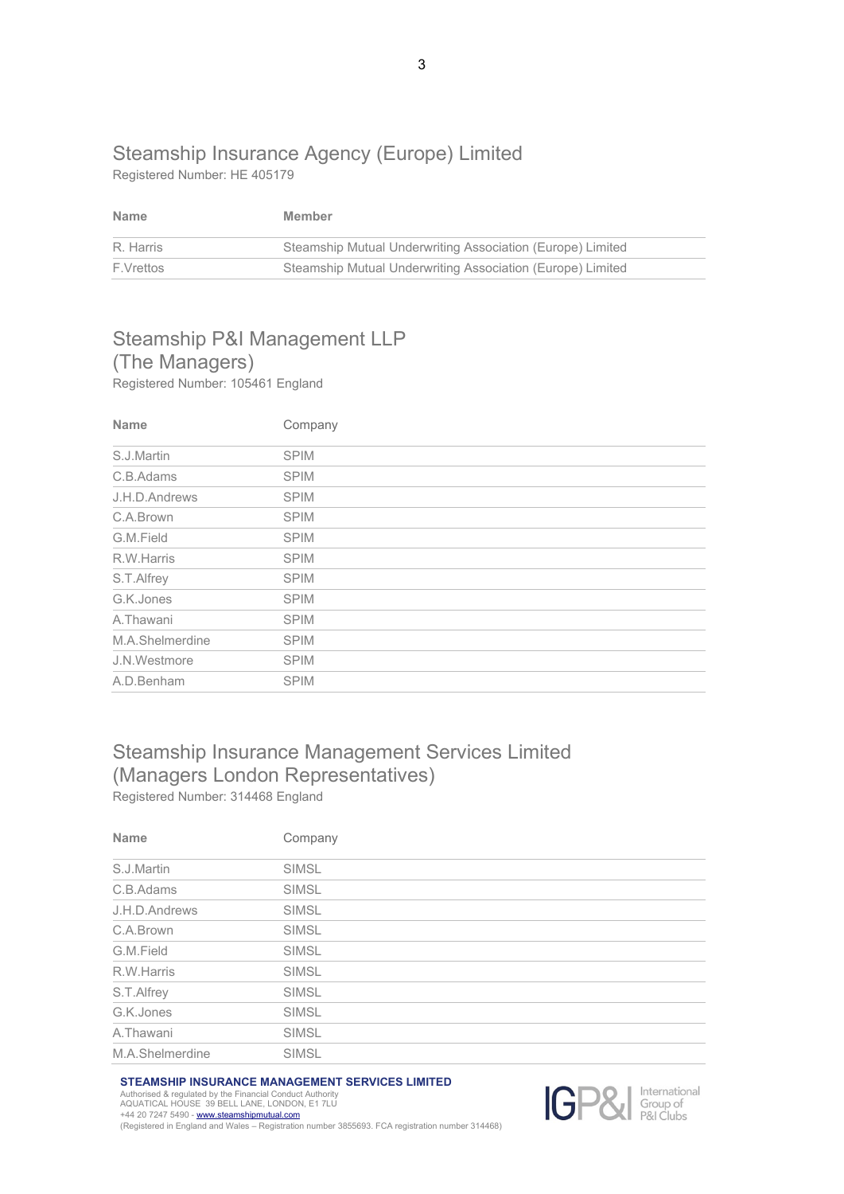## Steamship Insurance Agency (Europe) Limited

Registered Number: HE 405179

| Name | Member |
|---|---|
| R. Harris | Steamship Mutual Underwriting Association (Europe) Limited |
| F.Vrettos | Steamship Mutual Underwriting Association (Europe) Limited |

## Steamship P&I Management LLP (The Managers)

Registered Number: 105461 England

| Name | Company |
|---|---|
| S.J.Martin | SPIM |
| C.B.Adams | SPIM |
| J.H.D.Andrews | SPIM |
| C.A.Brown | SPIM |
| G.M.Field | SPIM |
| R.W.Harris | SPIM |
| S.T.Alfrey | SPIM |
| G.K.Jones | SPIM |
| A.Thawani | SPIM |
| M.A.Shelmerdine | SPIM |
| J.N.Westmore | SPIM |
| A.D.Benham | SPIM |

## Steamship Insurance Management Services Limited (Managers London Representatives)

Registered Number: 314468 England

| Name | Company |
|---|---|
| S.J.Martin | SIMSL |
| C.B.Adams | SIMSL |
| J.H.D.Andrews | SIMSL |
| C.A.Brown | SIMSL |
| G.M.Field | SIMSL |
| R.W.Harris | SIMSL |
| S.T.Alfrey | SIMSL |
| G.K.Jones | SIMSL |
| A.Thawani | SIMSL |
| M.A.Shelmerdine | SIMSL |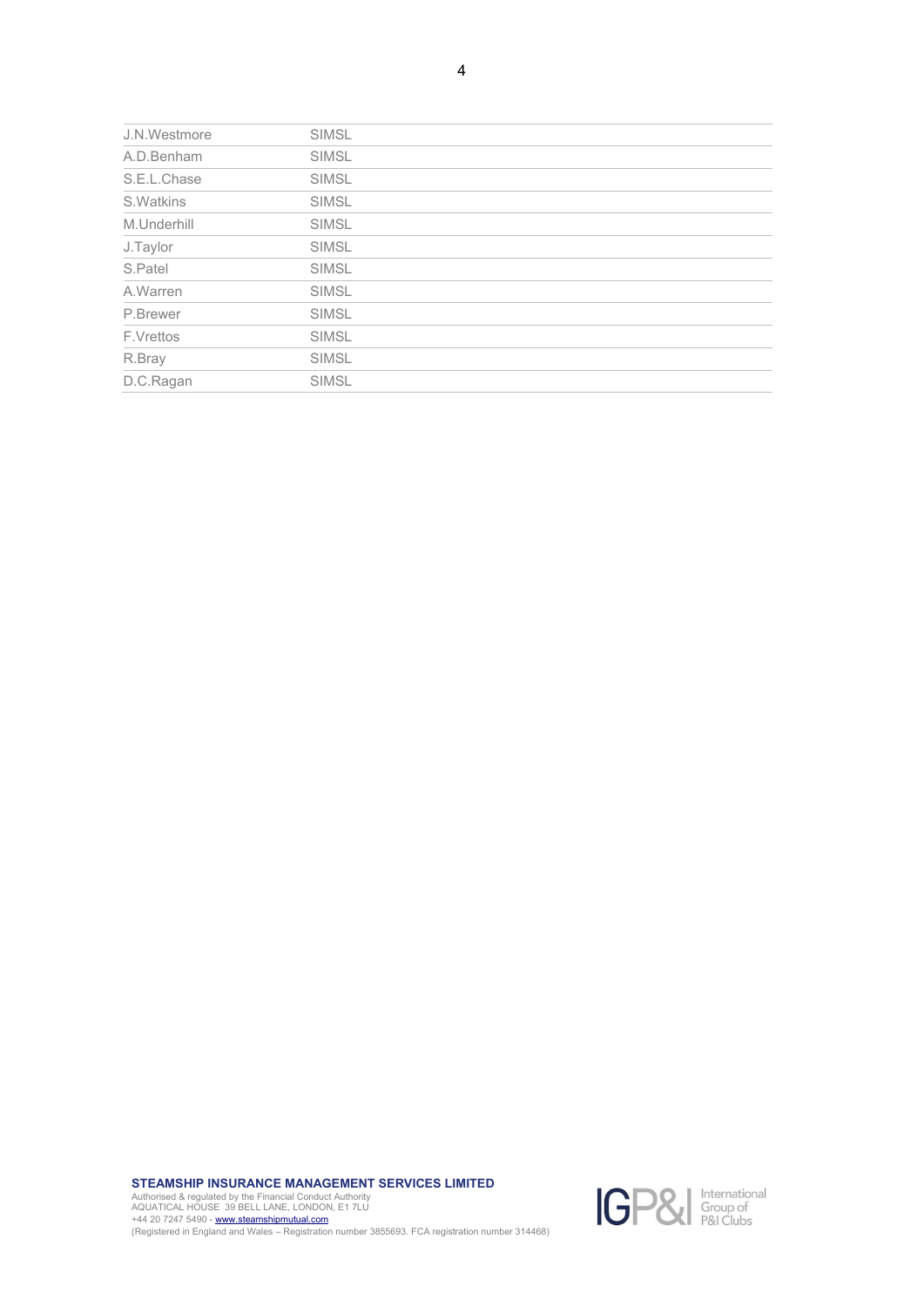| | |
|---|---|
| J.N.Westmore | SIMSL |
| A.D.Benham | SIMSL |
| S.E.L.Chase | SIMSL |
| S.Watkins | SIMSL |
| M.Underhill | SIMSL |
| J.Taylor | SIMSL |
| S.Patel | SIMSL |
| A.Warren | SIMSL |
| P.Brewer | SIMSL |
| F.Vrettos | SIMSL |
| R.Bray | SIMSL |
| D.C.Ragan | SIMSL |

**STEAMSHIP INSURANCE MANAGEMENT SERVICES LIMITED**
Authorised & regulated by the Financial Conduct Authority
AQUATICAL HOUSE 39 BELL LANE, LONDON, E1 7LU
+44 20 7247 5490 - www.steamshipmutual.com
(Registered in England and Wales – Registration number 3855693. FCA registration number 314468)

IGP&I International Group of P&I Clubs